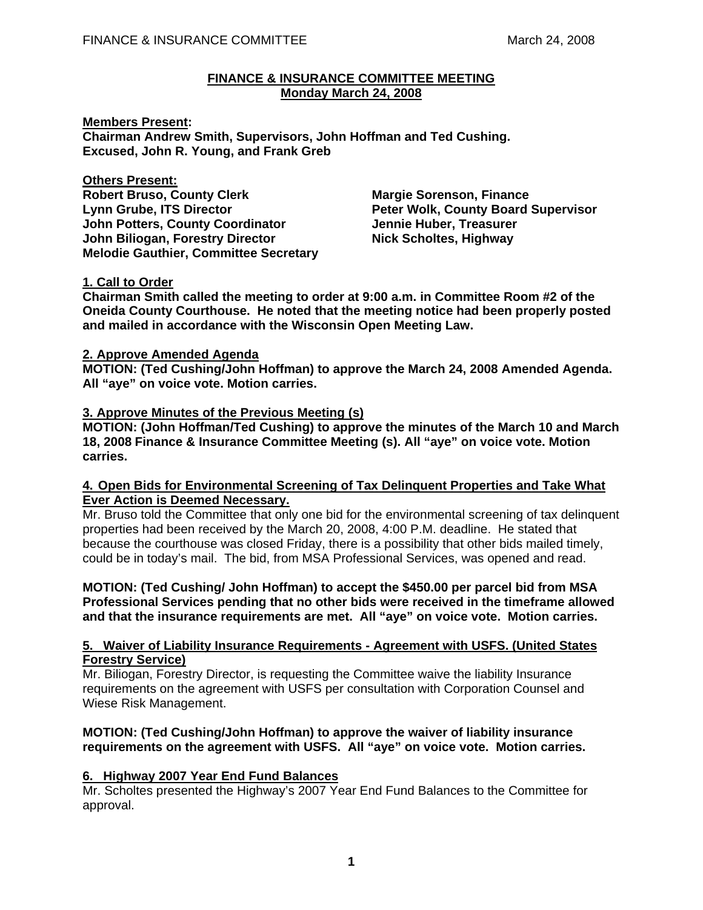## FINANCE & INSURANCE COMMITTEE MEETING
## Monday March 24, 2008

**Members Present:**
**Chairman Andrew Smith, Supervisors, John Hoffman and Ted Cushing.**
**Excused, John R. Young, and Frank Greb**

**Others Present:**
**Robert Bruso, County Clerk**
**Lynn Grube, ITS Director**
**John Potters, County Coordinator**
**John Biliogan, Forestry Director**
**Melodie Gauthier, Committee Secretary**
**Margie Sorenson, Finance**
**Peter Wolk, County Board Supervisor**
**Jennie Huber, Treasurer**
**Nick Scholtes, Highway**

**1. Call to Order**
**Chairman Smith called the meeting to order at 9:00 a.m. in Committee Room #2 of the Oneida County Courthouse. He noted that the meeting notice had been properly posted and mailed in accordance with the Wisconsin Open Meeting Law.**

**2. Approve Amended Agenda**
**MOTION: (Ted Cushing/John Hoffman) to approve the March 24, 2008 Amended Agenda. All "aye" on voice vote. Motion carries.**

**3. Approve Minutes of the Previous Meeting (s)**
**MOTION: (John Hoffman/Ted Cushing) to approve the minutes of the March 10 and March 18, 2008 Finance & Insurance Committee Meeting (s). All "aye" on voice vote. Motion carries.**

**4. Open Bids for Environmental Screening of Tax Delinquent Properties and Take What Ever Action is Deemed Necessary.**
Mr. Bruso told the Committee that only one bid for the environmental screening of tax delinquent properties had been received by the March 20, 2008, 4:00 P.M. deadline. He stated that because the courthouse was closed Friday, there is a possibility that other bids mailed timely, could be in today's mail. The bid, from MSA Professional Services, was opened and read.

**MOTION: (Ted Cushing/ John Hoffman) to accept the $450.00 per parcel bid from MSA Professional Services pending that no other bids were received in the timeframe allowed and that the insurance requirements are met. All "aye" on voice vote. Motion carries.**

**5. Waiver of Liability Insurance Requirements - Agreement with USFS. (United States Forestry Service)**
Mr. Biliogan, Forestry Director, is requesting the Committee waive the liability Insurance requirements on the agreement with USFS per consultation with Corporation Counsel and Wiese Risk Management.

**MOTION: (Ted Cushing/John Hoffman) to approve the waiver of liability insurance requirements on the agreement with USFS. All "aye" on voice vote. Motion carries.**

**6. Highway 2007 Year End Fund Balances**
Mr. Scholtes presented the Highway's 2007 Year End Fund Balances to the Committee for approval.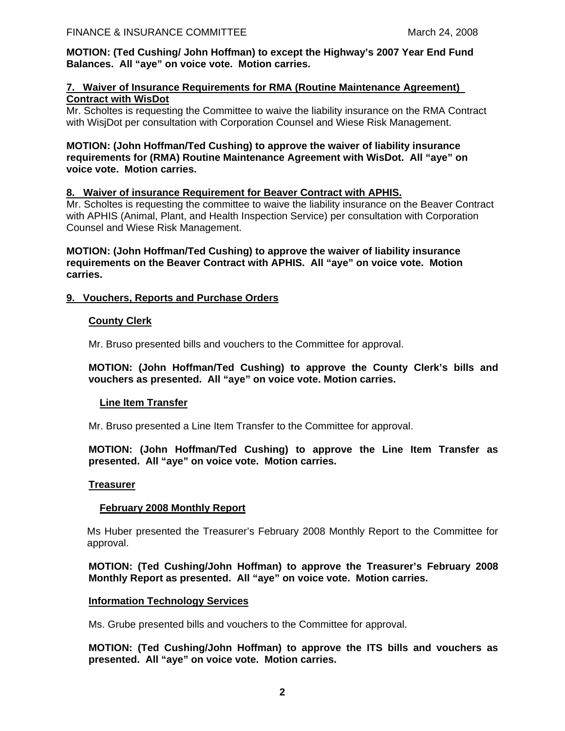**MOTION: (Ted Cushing/ John Hoffman) to except the Highway's 2007 Year End Fund Balances. All "aye" on voice vote. Motion carries.**

## 7. Waiver of Insurance Requirements for RMA (Routine Maintenance Agreement) Contract with WisDot

Mr. Scholtes is requesting the Committee to waive the liability insurance on the RMA Contract with WisjDot per consultation with Corporation Counsel and Wiese Risk Management.

**MOTION: (John Hoffman/Ted Cushing) to approve the waiver of liability insurance requirements for (RMA) Routine Maintenance Agreement with WisDot. All "aye" on voice vote. Motion carries.**

## 8. Waiver of insurance Requirement for Beaver Contract with APHIS.

Mr. Scholtes is requesting the committee to waive the liability insurance on the Beaver Contract with APHIS (Animal, Plant, and Health Inspection Service) per consultation with Corporation Counsel and Wiese Risk Management.

**MOTION: (John Hoffman/Ted Cushing) to approve the waiver of liability insurance requirements on the Beaver Contract with APHIS. All "aye" on voice vote. Motion carries.**

## 9. Vouchers, Reports and Purchase Orders

### County Clerk

Mr. Bruso presented bills and vouchers to the Committee for approval.

**MOTION: (John Hoffman/Ted Cushing) to approve the County Clerk's bills and vouchers as presented. All "aye" on voice vote. Motion carries.**

#### Line Item Transfer

Mr. Bruso presented a Line Item Transfer to the Committee for approval.

**MOTION: (John Hoffman/Ted Cushing) to approve the Line Item Transfer as presented. All "aye" on voice vote. Motion carries.**

### Treasurer

#### February 2008 Monthly Report

Ms Huber presented the Treasurer's February 2008 Monthly Report to the Committee for approval.

**MOTION: (Ted Cushing/John Hoffman) to approve the Treasurer's February 2008 Monthly Report as presented. All "aye" on voice vote. Motion carries.**

### Information Technology Services

Ms. Grube presented bills and vouchers to the Committee for approval.

**MOTION: (Ted Cushing/John Hoffman) to approve the ITS bills and vouchers as presented. All "aye" on voice vote. Motion carries.**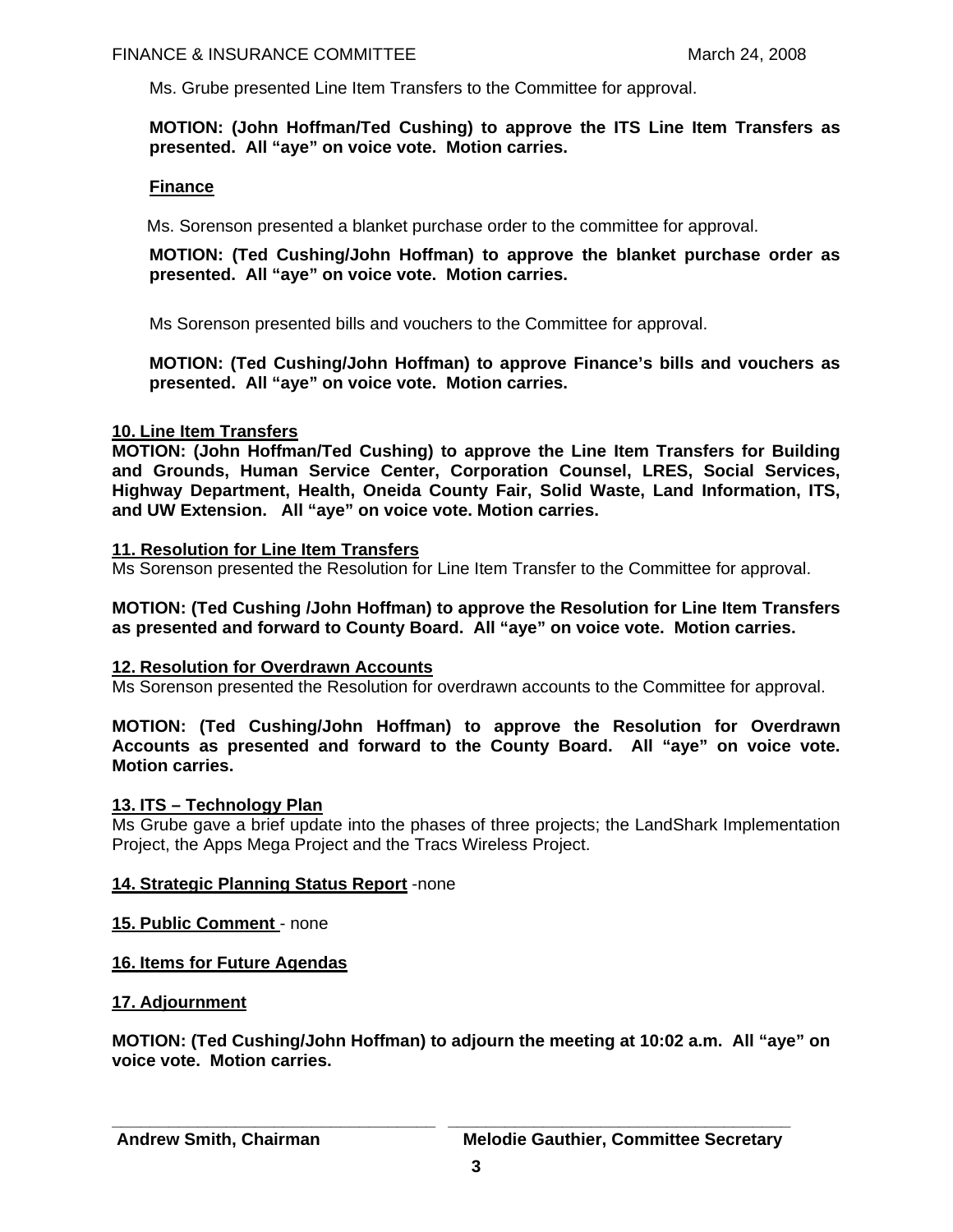Ms. Grube presented Line Item Transfers to the Committee for approval.

**MOTION: (John Hoffman/Ted Cushing) to approve the ITS Line Item Transfers as presented. All "aye" on voice vote. Motion carries.**

**Finance**

Ms. Sorenson presented a blanket purchase order to the committee for approval.

**MOTION: (Ted Cushing/John Hoffman) to approve the blanket purchase order as presented. All "aye" on voice vote. Motion carries.**

Ms Sorenson presented bills and vouchers to the Committee for approval.

**MOTION: (Ted Cushing/John Hoffman) to approve Finance's bills and vouchers as presented. All "aye" on voice vote. Motion carries.**

**10. Line Item Transfers**

**MOTION: (John Hoffman/Ted Cushing) to approve the Line Item Transfers for Building and Grounds, Human Service Center, Corporation Counsel, LRES, Social Services, Highway Department, Health, Oneida County Fair, Solid Waste, Land Information, ITS, and UW Extension. All "aye" on voice vote. Motion carries.**

**11. Resolution for Line Item Transfers**

Ms Sorenson presented the Resolution for Line Item Transfer to the Committee for approval.

**MOTION: (Ted Cushing /John Hoffman) to approve the Resolution for Line Item Transfers as presented and forward to County Board. All "aye" on voice vote. Motion carries.**

**12. Resolution for Overdrawn Accounts**

Ms Sorenson presented the Resolution for overdrawn accounts to the Committee for approval.

**MOTION: (Ted Cushing/John Hoffman) to approve the Resolution for Overdrawn Accounts as presented and forward to the County Board. All "aye" on voice vote. Motion carries.**

**13. ITS – Technology Plan**

Ms Grube gave a brief update into the phases of three projects; the LandShark Implementation Project, the Apps Mega Project and the Tracs Wireless Project.

**14. Strategic Planning Status Report** -none

**15. Public Comment** - none

**16. Items for Future Agendas**

**17. Adjournment**

**MOTION: (Ted Cushing/John Hoffman) to adjourn the meeting at 10:02 a.m. All "aye" on voice vote. Motion carries.**

\_\_\_\_\_\_\_\_\_\_\_\_\_\_\_\_\_\_\_\_\_\_\_\_\_\_\_\_\_\_\_\_\_\_\_ \_\_\_\_\_\_\_\_\_\_\_\_\_\_\_\_\_\_\_\_\_\_\_\_\_\_\_\_\_\_\_\_\_\_\_

**Andrew Smith, Chairman** **Melodie Gauthier, Committee Secretary**